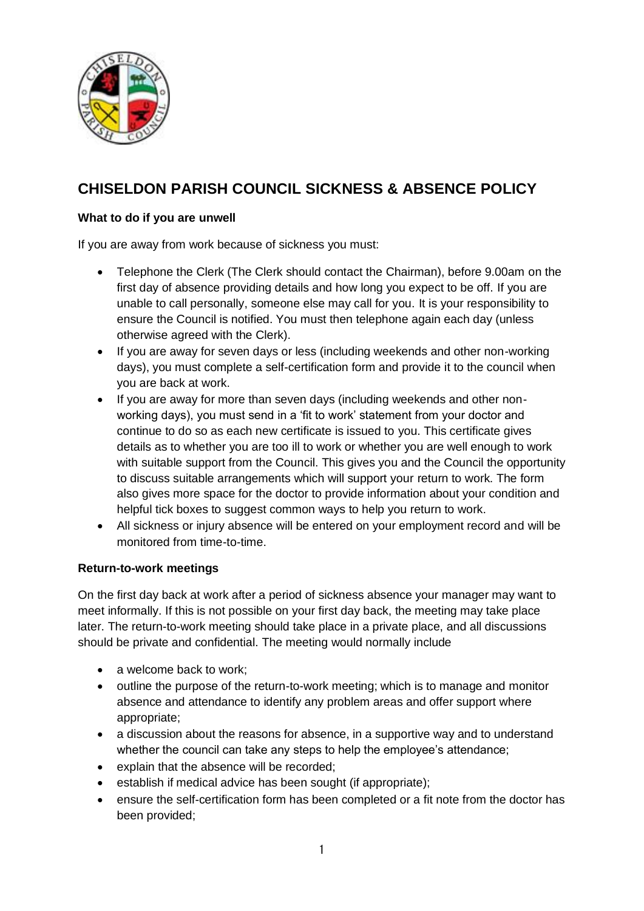# CHISELDON PARISH COUNCIL SICKNESS & ABSENCE POLICY

**What to do if you are unwell**

If you are away from work because of sickness you must:

- Telephone the Clerk (The Clerk should contact the Chairman), before 9.00am on the first day of absence providing details and how long you expect to be off. If you are unable to call personally, someone else may call for you. It is your responsibility to ensure the Council is notified. You must then telephone again each day (unless otherwise agreed with the Clerk).
- If you are away for seven days or less (including weekends and other non-working days), you must complete a self-certification form and provide it to the council when you are back at work.
- If you are away for more than seven days (including weekends and other non-working days), you must send in a 'fit to work' statement from your doctor and continue to do so as each new certificate is issued to you. This certificate gives details as to whether you are too ill to work or whether you are well enough to work with suitable support from the Council. This gives you and the Council the opportunity to discuss suitable arrangements which will support your return to work. The form also gives more space for the doctor to provide information about your condition and helpful tick boxes to suggest common ways to help you return to work.
- All sickness or injury absence will be entered on your employment record and will be monitored from time-to-time.

**Return-to-work meetings**

On the first day back at work after a period of sickness absence your manager may want to meet informally. If this is not possible on your first day back, the meeting may take place later. The return-to-work meeting should take place in a private place, and all discussions should be private and confidential. The meeting would normally include

- a welcome back to work;
- outline the purpose of the return-to-work meeting; which is to manage and monitor absence and attendance to identify any problem areas and offer support where appropriate;
- a discussion about the reasons for absence, in a supportive way and to understand whether the council can take any steps to help the employee's attendance;
- explain that the absence will be recorded;
- establish if medical advice has been sought (if appropriate);
- ensure the self-certification form has been completed or a fit note from the doctor has been provided;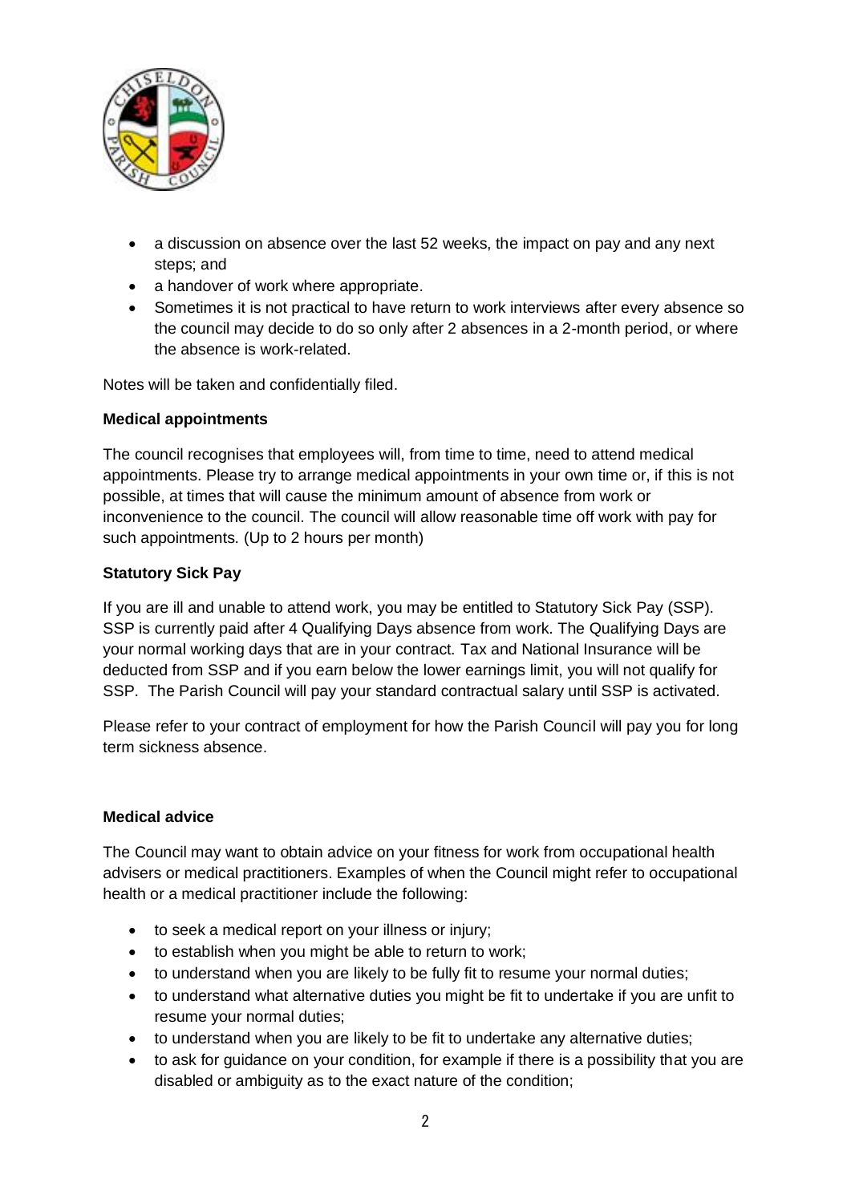- a discussion on absence over the last 52 weeks, the impact on pay and any next steps; and
- a handover of work where appropriate.
- Sometimes it is not practical to have return to work interviews after every absence so the council may decide to do so only after 2 absences in a 2-month period, or where the absence is work-related.

Notes will be taken and confidentially filed.

**Medical appointments**

The council recognises that employees will, from time to time, need to attend medical appointments. Please try to arrange medical appointments in your own time or, if this is not possible, at times that will cause the minimum amount of absence from work or inconvenience to the council. The council will allow reasonable time off work with pay for such appointments. (Up to 2 hours per month)

**Statutory Sick Pay**

If you are ill and unable to attend work, you may be entitled to Statutory Sick Pay (SSP). SSP is currently paid after 4 Qualifying Days absence from work. The Qualifying Days are your normal working days that are in your contract. Tax and National Insurance will be deducted from SSP and if you earn below the lower earnings limit, you will not qualify for SSP. The Parish Council will pay your standard contractual salary until SSP is activated.

Please refer to your contract of employment for how the Parish Council will pay you for long term sickness absence.

**Medical advice**

The Council may want to obtain advice on your fitness for work from occupational health advisers or medical practitioners. Examples of when the Council might refer to occupational health or a medical practitioner include the following:

- to seek a medical report on your illness or injury;
- to establish when you might be able to return to work;
- to understand when you are likely to be fully fit to resume your normal duties;
- to understand what alternative duties you might be fit to undertake if you are unfit to resume your normal duties;
- to understand when you are likely to be fit to undertake any alternative duties;
- to ask for guidance on your condition, for example if there is a possibility that you are disabled or ambiguity as to the exact nature of the condition;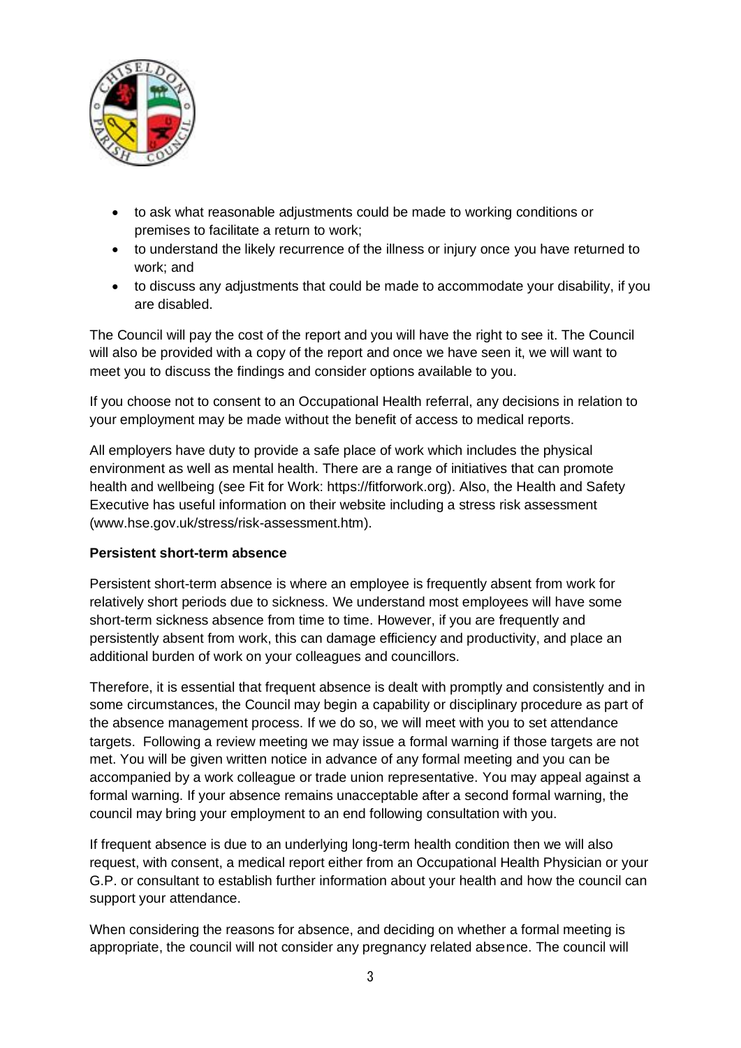- to ask what reasonable adjustments could be made to working conditions or premises to facilitate a return to work;
- to understand the likely recurrence of the illness or injury once you have returned to work; and
- to discuss any adjustments that could be made to accommodate your disability, if you are disabled.

The Council will pay the cost of the report and you will have the right to see it. The Council will also be provided with a copy of the report and once we have seen it, we will want to meet you to discuss the findings and consider options available to you.

If you choose not to consent to an Occupational Health referral, any decisions in relation to your employment may be made without the benefit of access to medical reports.

All employers have duty to provide a safe place of work which includes the physical environment as well as mental health. There are a range of initiatives that can promote health and wellbeing (see Fit for Work: https://fitforwork.org). Also, the Health and Safety Executive has useful information on their website including a stress risk assessment (www.hse.gov.uk/stress/risk-assessment.htm).

**Persistent short-term absence**

Persistent short-term absence is where an employee is frequently absent from work for relatively short periods due to sickness. We understand most employees will have some short-term sickness absence from time to time. However, if you are frequently and persistently absent from work, this can damage efficiency and productivity, and place an additional burden of work on your colleagues and councillors.

Therefore, it is essential that frequent absence is dealt with promptly and consistently and in some circumstances, the Council may begin a capability or disciplinary procedure as part of the absence management process. If we do so, we will meet with you to set attendance targets. Following a review meeting we may issue a formal warning if those targets are not met. You will be given written notice in advance of any formal meeting and you can be accompanied by a work colleague or trade union representative. You may appeal against a formal warning. If your absence remains unacceptable after a second formal warning, the council may bring your employment to an end following consultation with you.

If frequent absence is due to an underlying long-term health condition then we will also request, with consent, a medical report either from an Occupational Health Physician or your G.P. or consultant to establish further information about your health and how the council can support your attendance.

When considering the reasons for absence, and deciding on whether a formal meeting is appropriate, the council will not consider any pregnancy related absence. The council will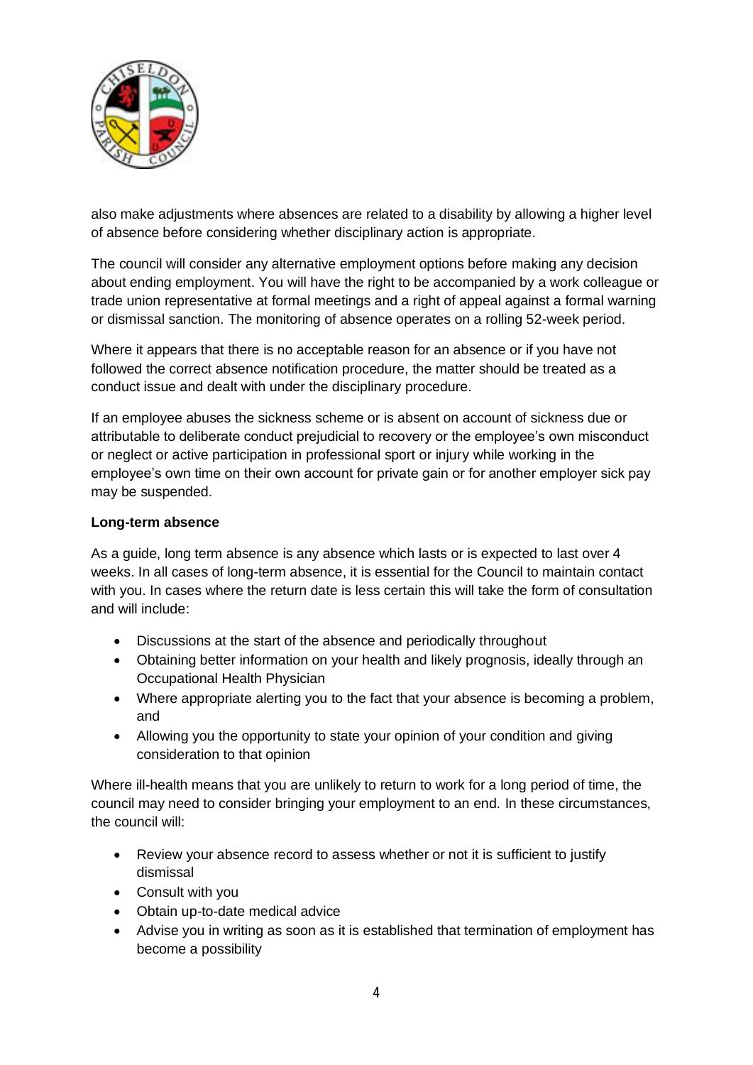also make adjustments where absences are related to a disability by allowing a higher level of absence before considering whether disciplinary action is appropriate.

The council will consider any alternative employment options before making any decision about ending employment. You will have the right to be accompanied by a work colleague or trade union representative at formal meetings and a right of appeal against a formal warning or dismissal sanction. The monitoring of absence operates on a rolling 52-week period.

Where it appears that there is no acceptable reason for an absence or if you have not followed the correct absence notification procedure, the matter should be treated as a conduct issue and dealt with under the disciplinary procedure.

If an employee abuses the sickness scheme or is absent on account of sickness due or attributable to deliberate conduct prejudicial to recovery or the employee's own misconduct or neglect or active participation in professional sport or injury while working in the employee's own time on their own account for private gain or for another employer sick pay may be suspended.

**Long-term absence**

As a guide, long term absence is any absence which lasts or is expected to last over 4 weeks. In all cases of long-term absence, it is essential for the Council to maintain contact with you. In cases where the return date is less certain this will take the form of consultation and will include:

- Discussions at the start of the absence and periodically throughout
- Obtaining better information on your health and likely prognosis, ideally through an Occupational Health Physician
- Where appropriate alerting you to the fact that your absence is becoming a problem, and
- Allowing you the opportunity to state your opinion of your condition and giving consideration to that opinion

Where ill-health means that you are unlikely to return to work for a long period of time, the council may need to consider bringing your employment to an end. In these circumstances, the council will:

- Review your absence record to assess whether or not it is sufficient to justify dismissal
- Consult with you
- Obtain up-to-date medical advice
- Advise you in writing as soon as it is established that termination of employment has become a possibility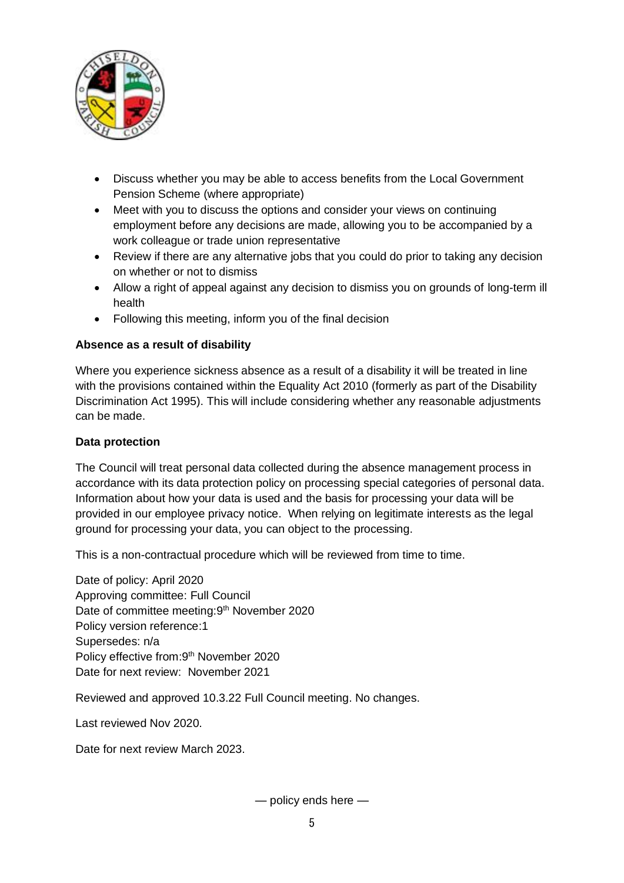- Discuss whether you may be able to access benefits from the Local Government Pension Scheme (where appropriate)
- Meet with you to discuss the options and consider your views on continuing employment before any decisions are made, allowing you to be accompanied by a work colleague or trade union representative
- Review if there are any alternative jobs that you could do prior to taking any decision on whether or not to dismiss
- Allow a right of appeal against any decision to dismiss you on grounds of long-term ill health
- Following this meeting, inform you of the final decision

**Absence as a result of disability**

Where you experience sickness absence as a result of a disability it will be treated in line with the provisions contained within the Equality Act 2010 (formerly as part of the Disability Discrimination Act 1995). This will include considering whether any reasonable adjustments can be made.

**Data protection**

The Council will treat personal data collected during the absence management process in accordance with its data protection policy on processing special categories of personal data. Information about how your data is used and the basis for processing your data will be provided in our employee privacy notice. When relying on legitimate interests as the legal ground for processing your data, you can object to the processing.

This is a non-contractual procedure which will be reviewed from time to time.

Date of policy: April 2020
Approving committee: Full Council
Date of committee meeting:9th November 2020
Policy version reference:1
Supersedes: n/a
Policy effective from:9th November 2020
Date for next review: November 2021

Reviewed and approved 10.3.22 Full Council meeting. No changes.

Last reviewed Nov 2020.

Date for next review March 2023.

— policy ends here —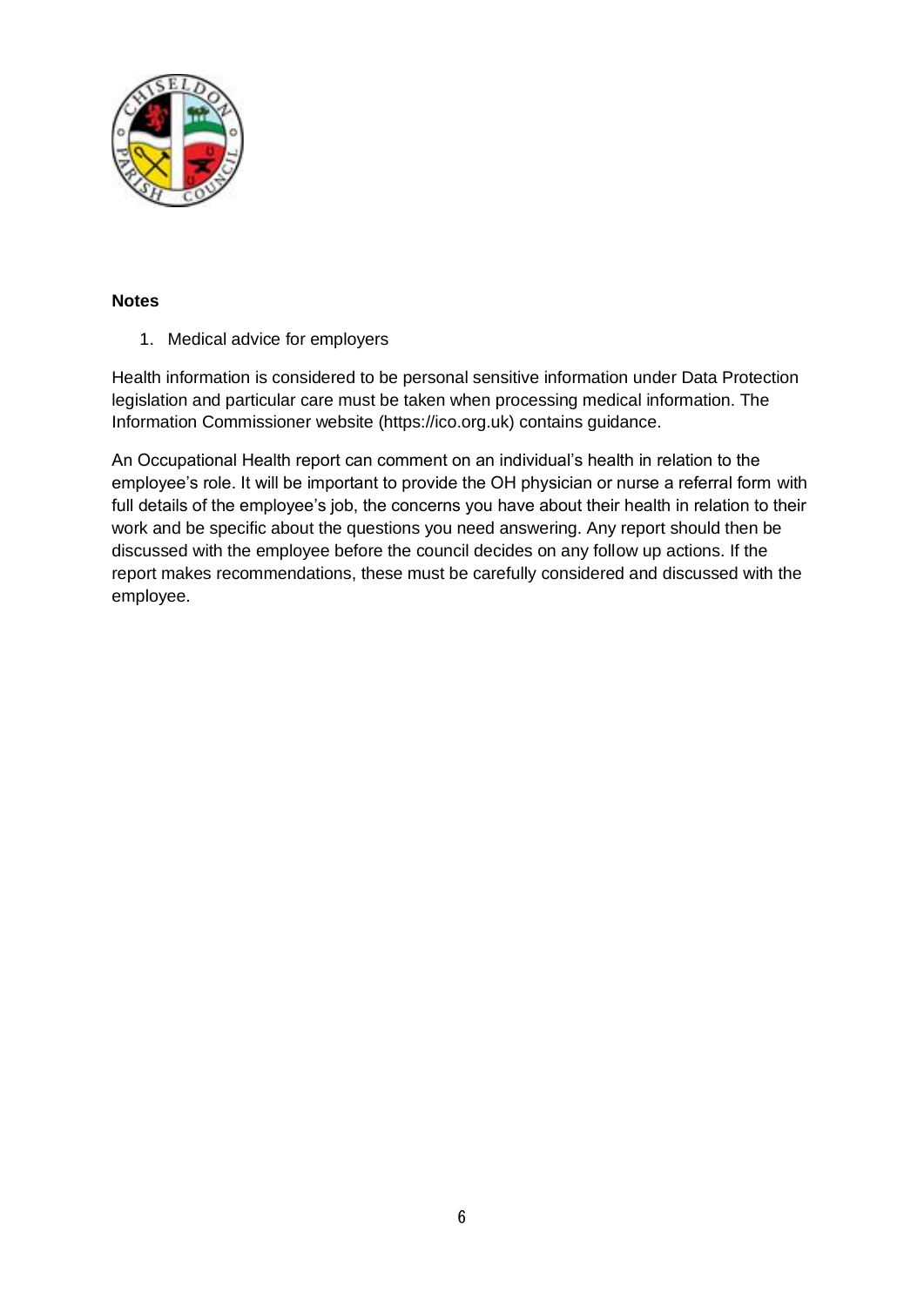**Notes**

1. Medical advice for employers

Health information is considered to be personal sensitive information under Data Protection legislation and particular care must be taken when processing medical information. The Information Commissioner website (https://ico.org.uk) contains guidance.

An Occupational Health report can comment on an individual's health in relation to the employee's role. It will be important to provide the OH physician or nurse a referral form with full details of the employee's job, the concerns you have about their health in relation to their work and be specific about the questions you need answering. Any report should then be discussed with the employee before the council decides on any follow up actions. If the report makes recommendations, these must be carefully considered and discussed with the employee.